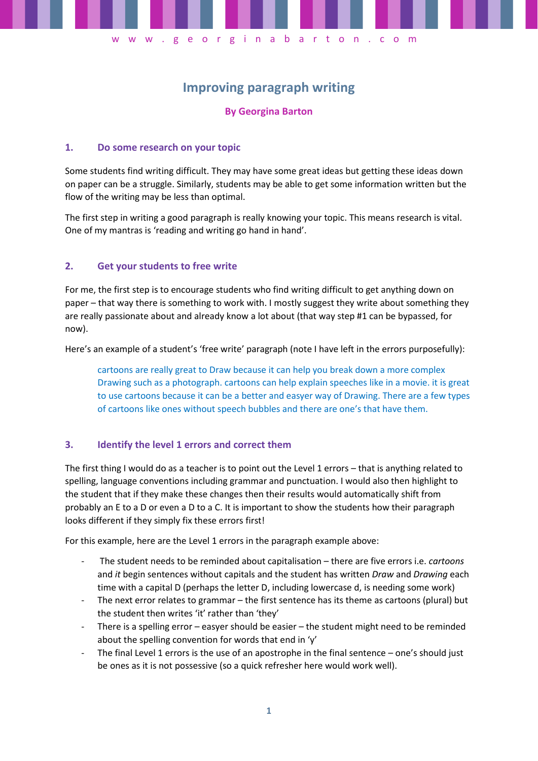www.georginabarton.com

# Improving paragraph writing

**By Georgina Barton**

## 1. Do some research on your topic

Some students find writing difficult. They may have some great ideas but getting these ideas down on paper can be a struggle. Similarly, students may be able to get some information written but the flow of the writing may be less than optimal.

The first step in writing a good paragraph is really knowing your topic. This means research is vital. One of my mantras is 'reading and writing go hand in hand'.

## 2. Get your students to free write

For me, the first step is to encourage students who find writing difficult to get anything down on paper – that way there is something to work with. I mostly suggest they write about something they are really passionate about and already know a lot about (that way step #1 can be bypassed, for now).

Here's an example of a student's 'free write' paragraph (note I have left in the errors purposefully):

> cartoons are really great to Draw because it can help you break down a more complex Drawing such as a photograph. cartoons can help explain speeches like in a movie. it is great to use cartoons because it can be a better and easyer way of Drawing. There are a few types of cartoons like ones without speech bubbles and there are one's that have them.

## 3. Identify the level 1 errors and correct them

The first thing I would do as a teacher is to point out the Level 1 errors – that is anything related to spelling, language conventions including grammar and punctuation. I would also then highlight to the student that if they make these changes then their results would automatically shift from probably an E to a D or even a D to a C. It is important to show the students how their paragraph looks different if they simply fix these errors first!

For this example, here are the Level 1 errors in the paragraph example above:

- The student needs to be reminded about capitalisation – there are five errors i.e. *cartoons* and *it* begin sentences without capitals and the student has written *Draw* and *Drawing* each time with a capital D (perhaps the letter D, including lowercase d, is needing some work)
- The next error relates to grammar – the first sentence has its theme as cartoons (plural) but the student then writes 'it' rather than 'they'
- There is a spelling error – easyer should be easier – the student might need to be reminded about the spelling convention for words that end in 'y'
- The final Level 1 errors is the use of an apostrophe in the final sentence – one's should just be ones as it is not possessive (so a quick refresher here would work well).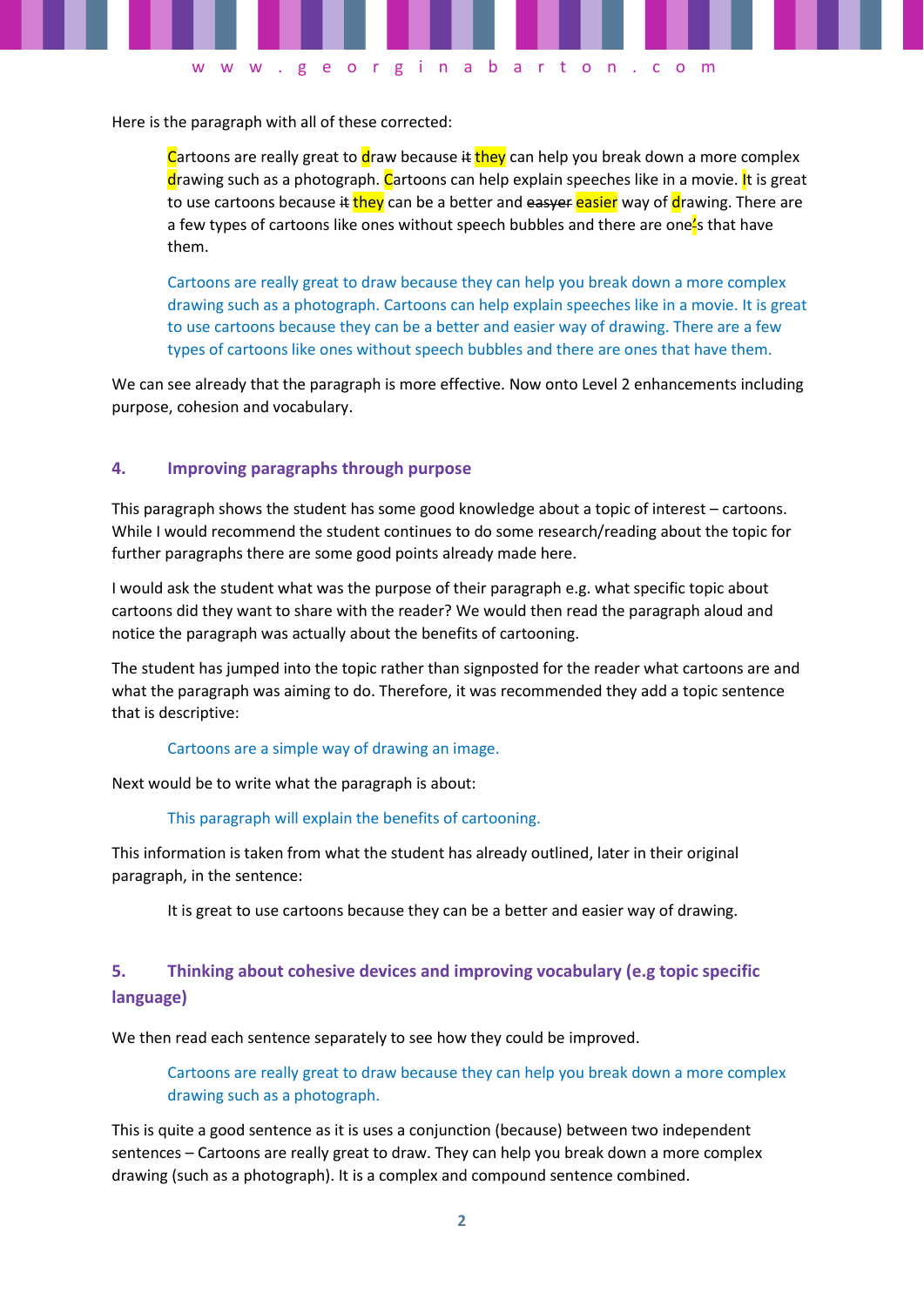Here is the paragraph with all of these corrected:

> Cartoons are really great to draw because ~~it~~ they can help you break down a more complex drawing such as a photograph. Cartoons can help explain speeches like in a movie. It is great to use cartoons because ~~it~~ they can be a better and ~~easyer~~ easier way of drawing. There are a few types of cartoons like ones without speech bubbles and there are one~~'~~s that have them.

> Cartoons are really great to draw because they can help you break down a more complex drawing such as a photograph. Cartoons can help explain speeches like in a movie. It is great to use cartoons because they can be a better and easier way of drawing. There are a few types of cartoons like ones without speech bubbles and there are ones that have them.

We can see already that the paragraph is more effective. Now onto Level 2 enhancements including purpose, cohesion and vocabulary.

## 4. Improving paragraphs through purpose

This paragraph shows the student has some good knowledge about a topic of interest – cartoons. While I would recommend the student continues to do some research/reading about the topic for further paragraphs there are some good points already made here.

I would ask the student what was the purpose of their paragraph e.g. what specific topic about cartoons did they want to share with the reader? We would then read the paragraph aloud and notice the paragraph was actually about the benefits of cartooning.

The student has jumped into the topic rather than signposted for the reader what cartoons are and what the paragraph was aiming to do. Therefore, it was recommended they add a topic sentence that is descriptive:

> Cartoons are a simple way of drawing an image.

Next would be to write what the paragraph is about:

> This paragraph will explain the benefits of cartooning.

This information is taken from what the student has already outlined, later in their original paragraph, in the sentence:

> It is great to use cartoons because they can be a better and easier way of drawing.

## 5. Thinking about cohesive devices and improving vocabulary (e.g topic specific language)

We then read each sentence separately to see how they could be improved.

> Cartoons are really great to draw because they can help you break down a more complex drawing such as a photograph.

This is quite a good sentence as it is uses a conjunction (because) between two independent sentences – Cartoons are really great to draw. They can help you break down a more complex drawing (such as a photograph). It is a complex and compound sentence combined.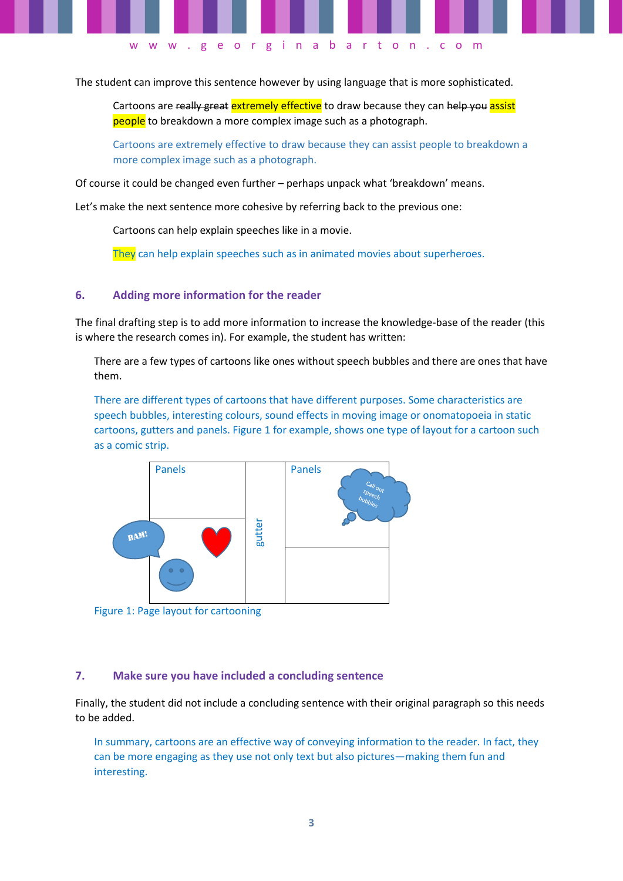The student can improve this sentence however by using language that is more sophisticated.

> Cartoons are ~~really great~~ extremely effective to draw because they can ~~help you~~ assist people to breakdown a more complex image such as a photograph.
>
> Cartoons are extremely effective to draw because they can assist people to breakdown a more complex image such as a photograph.

Of course it could be changed even further – perhaps unpack what 'breakdown' means.

Let's make the next sentence more cohesive by referring back to the previous one:

> Cartoons can help explain speeches like in a movie.
>
> They can help explain speeches such as in animated movies about superheroes.

## 6. Adding more information for the reader

The final drafting step is to add more information to increase the knowledge-base of the reader (this is where the research comes in). For example, the student has written:

> There are a few types of cartoons like ones without speech bubbles and there are ones that have them.
>
> There are different types of cartoons that have different purposes. Some characteristics are speech bubbles, interesting colours, sound effects in moving image or onomatopoeia in static cartoons, gutters and panels. Figure 1 for example, shows one type of layout for a cartoon such as a comic strip.

Panels | gutter | Panels | BAM! | Call out speech bubbles

Figure 1: Page layout for cartooning

## 7. Make sure you have included a concluding sentence

Finally, the student did not include a concluding sentence with their original paragraph so this needs to be added.

> In summary, cartoons are an effective way of conveying information to the reader. In fact, they can be more engaging as they use not only text but also pictures—making them fun and interesting.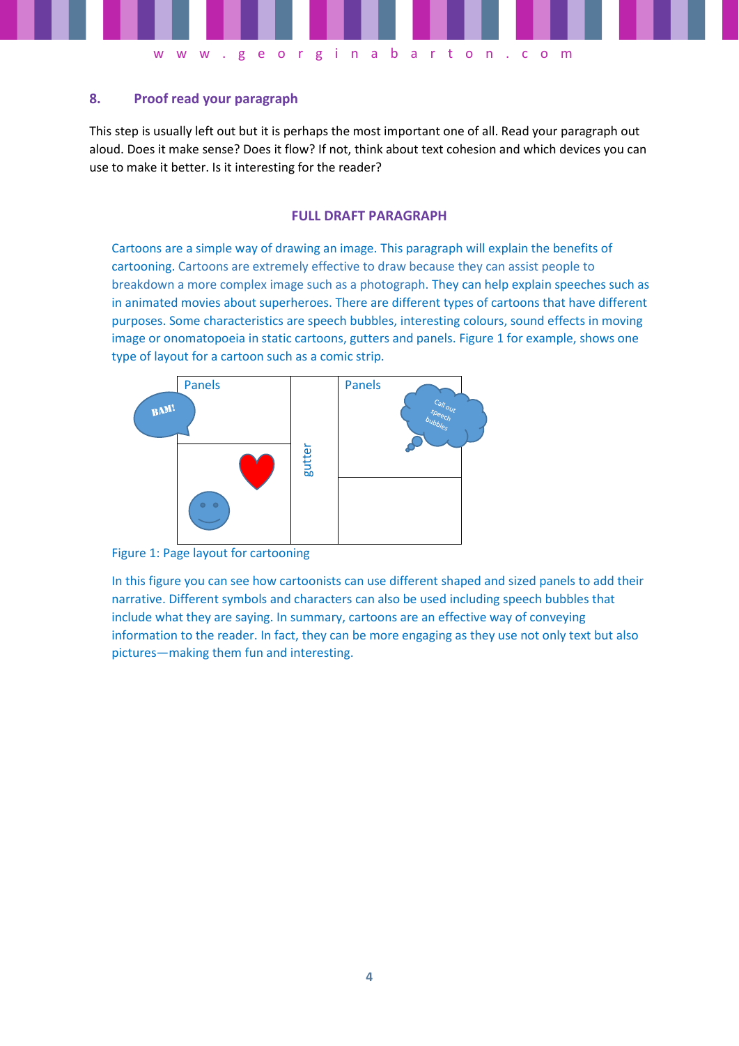## 8. Proof read your paragraph

This step is usually left out but it is perhaps the most important one of all. Read your paragraph out aloud. Does it make sense? Does it flow? If not, think about text cohesion and which devices you can use to make it better. Is it interesting for the reader?

### FULL DRAFT PARAGRAPH

Cartoons are a simple way of drawing an image. This paragraph will explain the benefits of cartooning. Cartoons are extremely effective to draw because they can assist people to breakdown a more complex image such as a photograph. They can help explain speeches such as in animated movies about superheroes. There are different types of cartoons that have different purposes. Some characteristics are speech bubbles, interesting colours, sound effects in moving image or onomatopoeia in static cartoons, gutters and panels. Figure 1 for example, shows one type of layout for a cartoon such as a comic strip.

Panels

BAM!

gutter

Panels

Call out speech bubbles

Figure 1: Page layout for cartooning

In this figure you can see how cartoonists can use different shaped and sized panels to add their narrative. Different symbols and characters can also be used including speech bubbles that include what they are saying. In summary, cartoons are an effective way of conveying information to the reader. In fact, they can be more engaging as they use not only text but also pictures—making them fun and interesting.